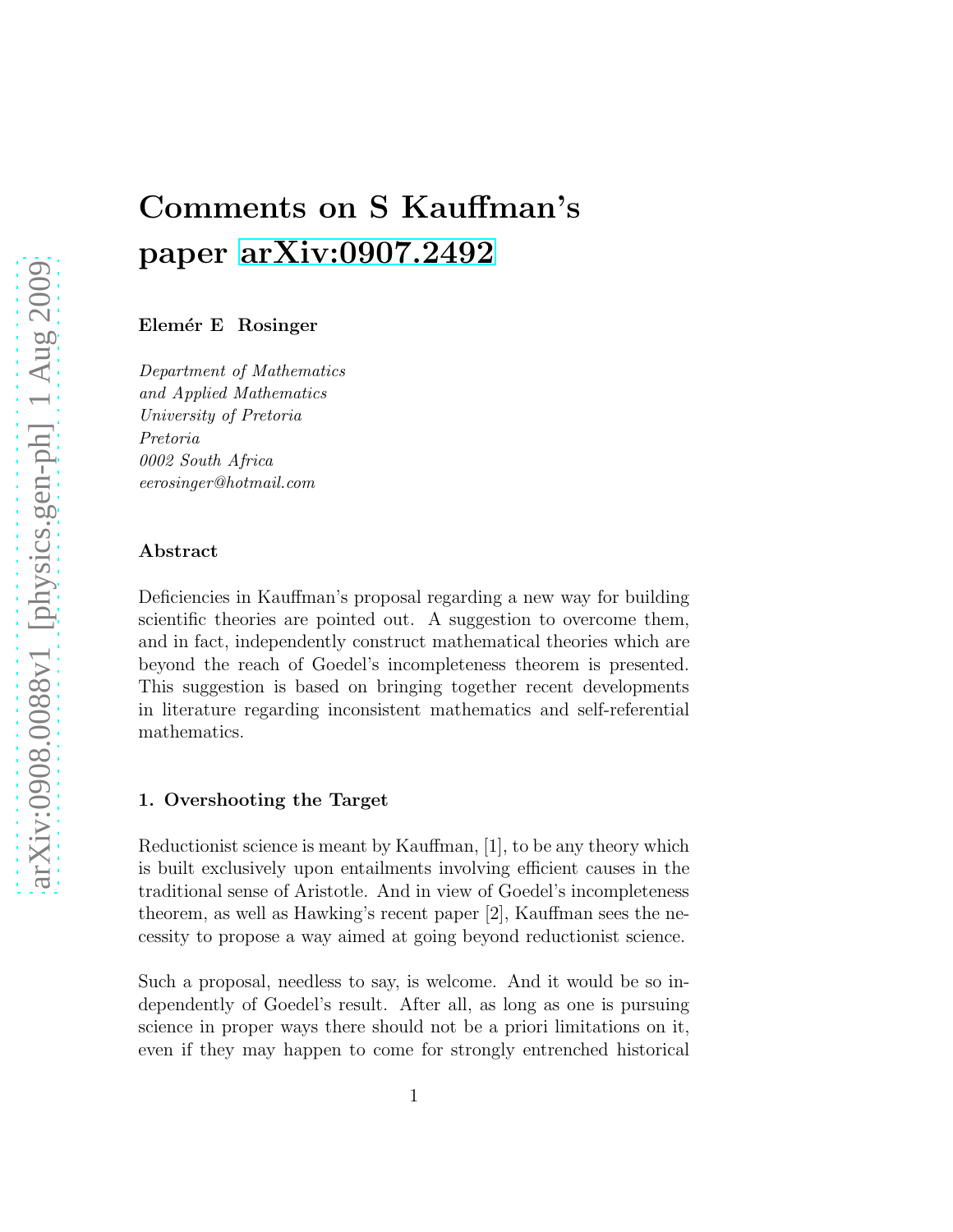# Comments on S Kauffman's paper arXiv:0907.2492

**Elemér E Rosinger**

*Department of Mathematics*
*and Applied Mathematics*
*University of Pretoria*
*Pretoria*
*0002 South Africa*
*eerosinger@hotmail.com*

### Abstract

Deficiencies in Kauffman's proposal regarding a new way for building scientific theories are pointed out. A suggestion to overcome them, and in fact, independently construct mathematical theories which are beyond the reach of Goedel's incompleteness theorem is presented. This suggestion is based on bringing together recent developments in literature regarding inconsistent mathematics and self-referential mathematics.

### 1. Overshooting the Target

Reductionist science is meant by Kauffman, [1], to be any theory which is built exclusively upon entailments involving efficient causes in the traditional sense of Aristotle. And in view of Goedel's incompleteness theorem, as well as Hawking's recent paper [2], Kauffman sees the necessity to propose a way aimed at going beyond reductionist science.

Such a proposal, needless to say, is welcome. And it would be so independently of Goedel's result. After all, as long as one is pursuing science in proper ways there should not be a priori limitations on it, even if they may happen to come for strongly entrenched historical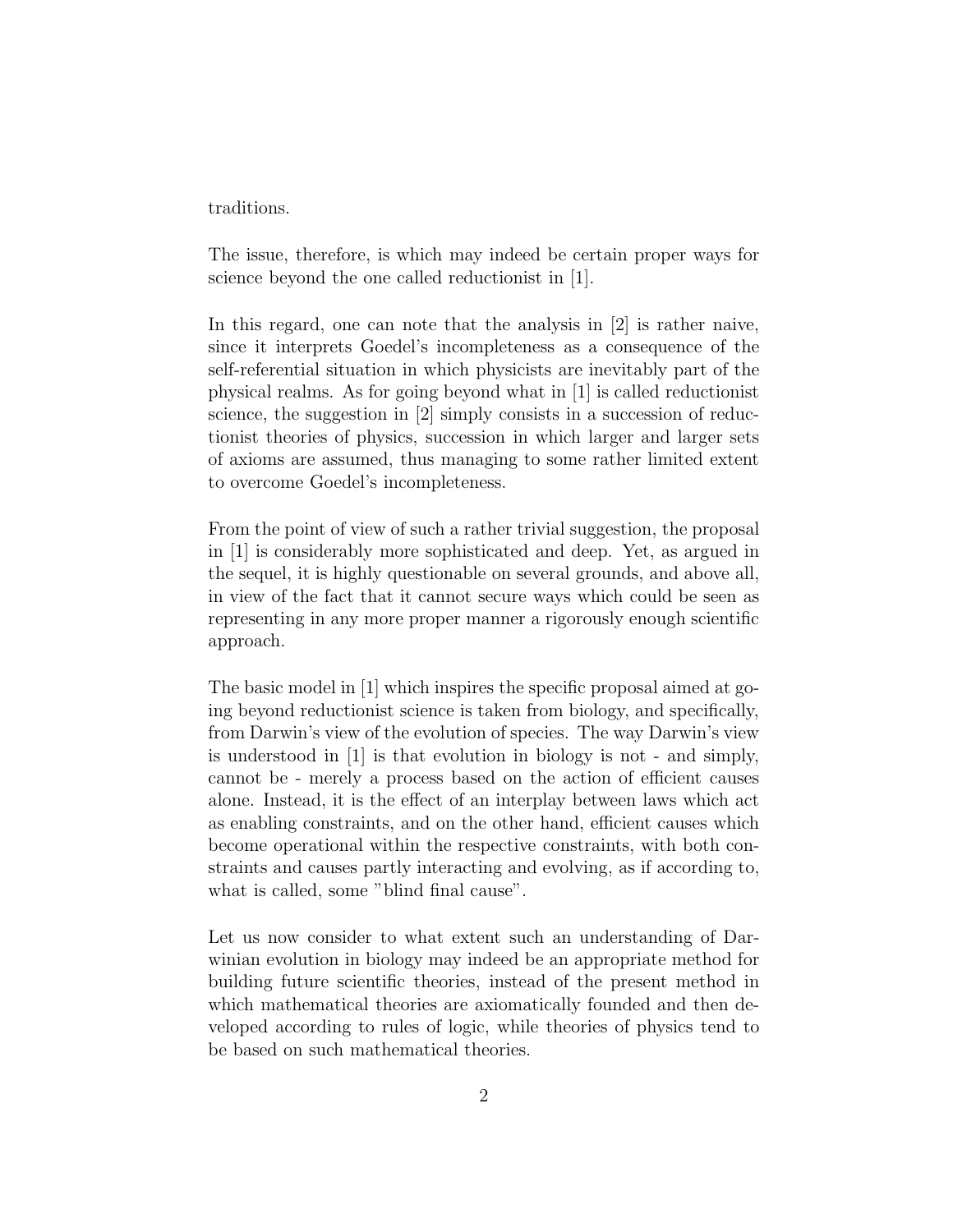traditions.

The issue, therefore, is which may indeed be certain proper ways for science beyond the one called reductionist in [1].

In this regard, one can note that the analysis in [2] is rather naive, since it interprets Goedel's incompleteness as a consequence of the self-referential situation in which physicists are inevitably part of the physical realms. As for going beyond what in [1] is called reductionist science, the suggestion in [2] simply consists in a succession of reductionist theories of physics, succession in which larger and larger sets of axioms are assumed, thus managing to some rather limited extent to overcome Goedel's incompleteness.

From the point of view of such a rather trivial suggestion, the proposal in [1] is considerably more sophisticated and deep. Yet, as argued in the sequel, it is highly questionable on several grounds, and above all, in view of the fact that it cannot secure ways which could be seen as representing in any more proper manner a rigorously enough scientific approach.

The basic model in [1] which inspires the specific proposal aimed at going beyond reductionist science is taken from biology, and specifically, from Darwin's view of the evolution of species. The way Darwin's view is understood in [1] is that evolution in biology is not - and simply, cannot be - merely a process based on the action of efficient causes alone. Instead, it is the effect of an interplay between laws which act as enabling constraints, and on the other hand, efficient causes which become operational within the respective constraints, with both constraints and causes partly interacting and evolving, as if according to, what is called, some "blind final cause".

Let us now consider to what extent such an understanding of Darwinian evolution in biology may indeed be an appropriate method for building future scientific theories, instead of the present method in which mathematical theories are axiomatically founded and then developed according to rules of logic, while theories of physics tend to be based on such mathematical theories.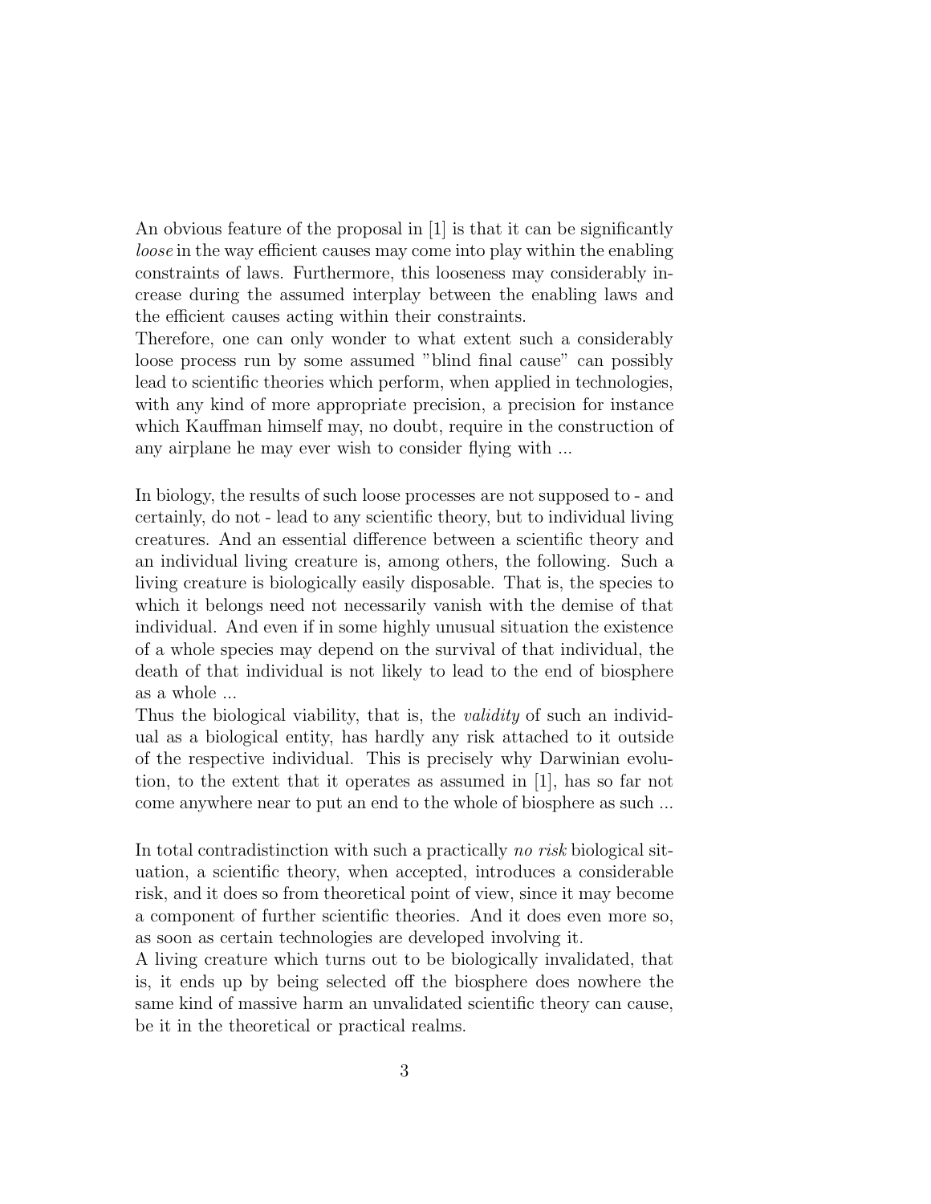An obvious feature of the proposal in [1] is that it can be significantly *loose* in the way efficient causes may come into play within the enabling constraints of laws. Furthermore, this looseness may considerably increase during the assumed interplay between the enabling laws and the efficient causes acting within their constraints.

Therefore, one can only wonder to what extent such a considerably loose process run by some assumed "blind final cause" can possibly lead to scientific theories which perform, when applied in technologies, with any kind of more appropriate precision, a precision for instance which Kauffman himself may, no doubt, require in the construction of any airplane he may ever wish to consider flying with ...

In biology, the results of such loose processes are not supposed to - and certainly, do not - lead to any scientific theory, but to individual living creatures. And an essential difference between a scientific theory and an individual living creature is, among others, the following. Such a living creature is biologically easily disposable. That is, the species to which it belongs need not necessarily vanish with the demise of that individual. And even if in some highly unusual situation the existence of a whole species may depend on the survival of that individual, the death of that individual is not likely to lead to the end of biosphere as a whole ...

Thus the biological viability, that is, the *validity* of such an individual as a biological entity, has hardly any risk attached to it outside of the respective individual. This is precisely why Darwinian evolution, to the extent that it operates as assumed in [1], has so far not come anywhere near to put an end to the whole of biosphere as such ...

In total contradistinction with such a practically *no risk* biological situation, a scientific theory, when accepted, introduces a considerable risk, and it does so from theoretical point of view, since it may become a component of further scientific theories. And it does even more so, as soon as certain technologies are developed involving it.

A living creature which turns out to be biologically invalidated, that is, it ends up by being selected off the biosphere does nowhere the same kind of massive harm an unvalidated scientific theory can cause, be it in the theoretical or practical realms.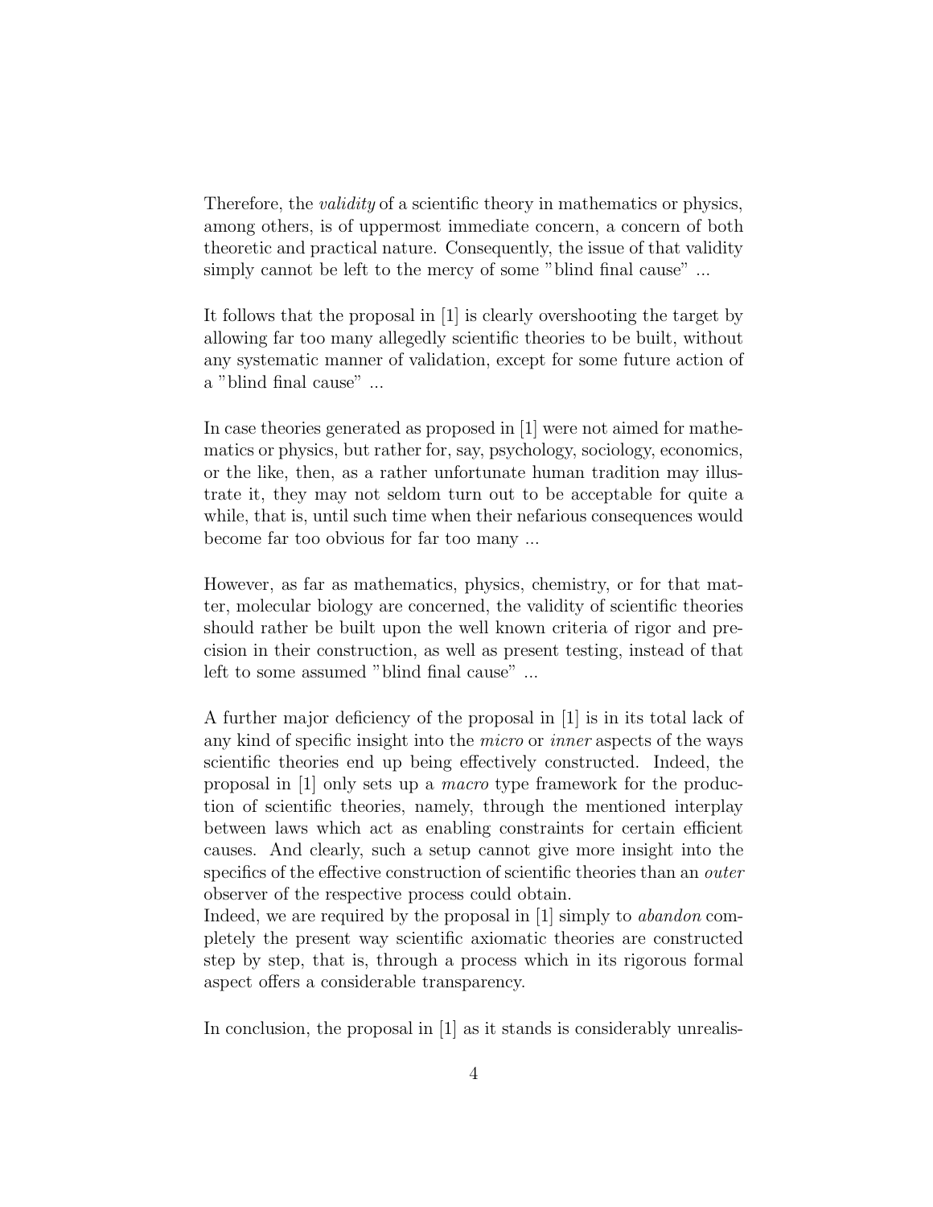Therefore, the *validity* of a scientific theory in mathematics or physics, among others, is of uppermost immediate concern, a concern of both theoretic and practical nature. Consequently, the issue of that validity simply cannot be left to the mercy of some "blind final cause" ...

It follows that the proposal in [1] is clearly overshooting the target by allowing far too many allegedly scientific theories to be built, without any systematic manner of validation, except for some future action of a "blind final cause" ...

In case theories generated as proposed in [1] were not aimed for mathematics or physics, but rather for, say, psychology, sociology, economics, or the like, then, as a rather unfortunate human tradition may illustrate it, they may not seldom turn out to be acceptable for quite a while, that is, until such time when their nefarious consequences would become far too obvious for far too many ...

However, as far as mathematics, physics, chemistry, or for that matter, molecular biology are concerned, the validity of scientific theories should rather be built upon the well known criteria of rigor and precision in their construction, as well as present testing, instead of that left to some assumed "blind final cause" ...

A further major deficiency of the proposal in [1] is in its total lack of any kind of specific insight into the *micro* or *inner* aspects of the ways scientific theories end up being effectively constructed. Indeed, the proposal in [1] only sets up a *macro* type framework for the production of scientific theories, namely, through the mentioned interplay between laws which act as enabling constraints for certain efficient causes. And clearly, such a setup cannot give more insight into the specifics of the effective construction of scientific theories than an *outer* observer of the respective process could obtain.
Indeed, we are required by the proposal in [1] simply to *abandon* completely the present way scientific axiomatic theories are constructed step by step, that is, through a process which in its rigorous formal aspect offers a considerable transparency.

In conclusion, the proposal in [1] as it stands is considerably unrealis-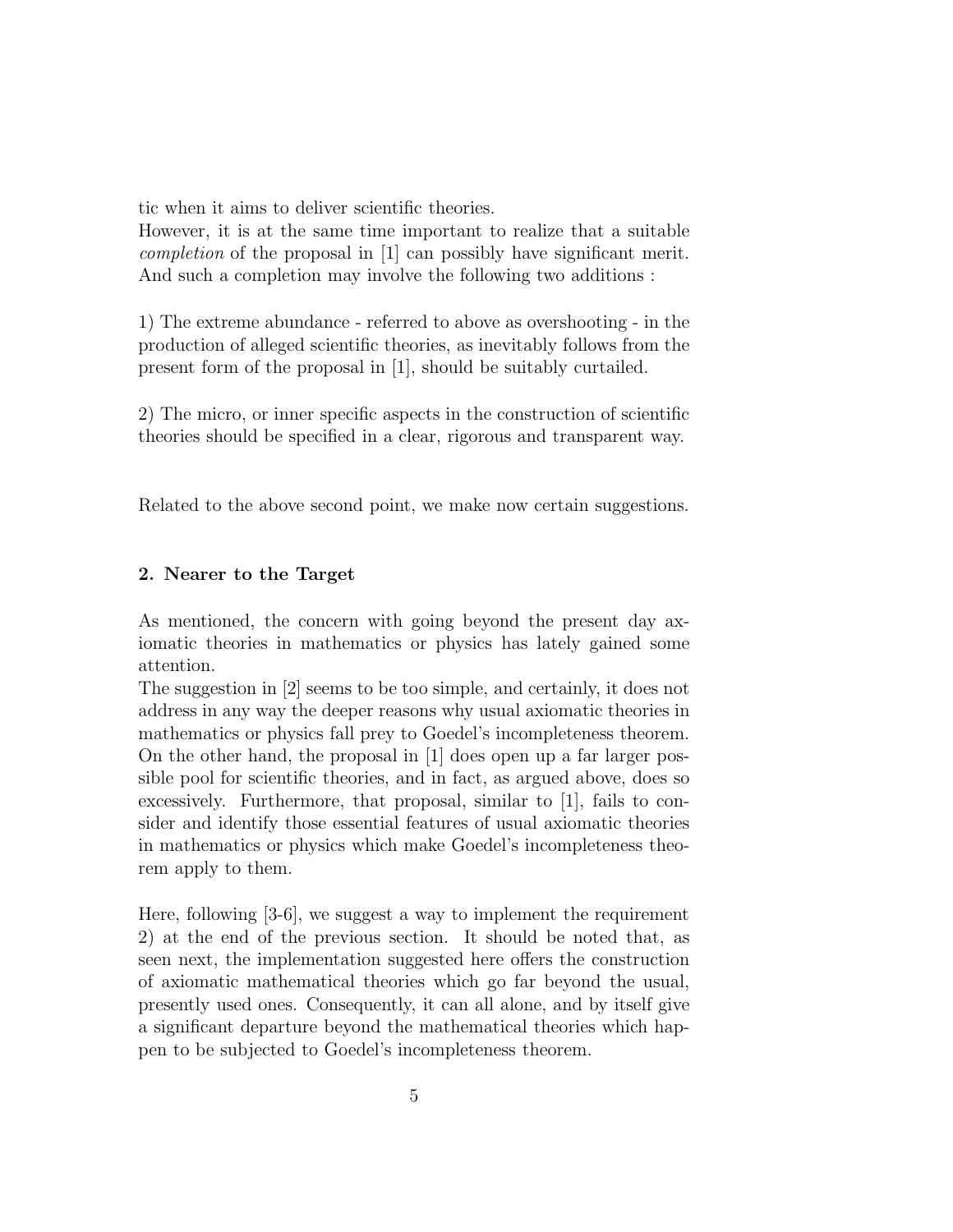tic when it aims to deliver scientific theories.
However, it is at the same time important to realize that a suitable *completion* of the proposal in [1] can possibly have significant merit. And such a completion may involve the following two additions :

1) The extreme abundance - referred to above as overshooting - in the production of alleged scientific theories, as inevitably follows from the present form of the proposal in [1], should be suitably curtailed.

2) The micro, or inner specific aspects in the construction of scientific theories should be specified in a clear, rigorous and transparent way.

Related to the above second point, we make now certain suggestions.

## 2. Nearer to the Target

As mentioned, the concern with going beyond the present day axiomatic theories in mathematics or physics has lately gained some attention.
The suggestion in [2] seems to be too simple, and certainly, it does not address in any way the deeper reasons why usual axiomatic theories in mathematics or physics fall prey to Goedel's incompleteness theorem. On the other hand, the proposal in [1] does open up a far larger possible pool for scientific theories, and in fact, as argued above, does so excessively. Furthermore, that proposal, similar to [1], fails to consider and identify those essential features of usual axiomatic theories in mathematics or physics which make Goedel's incompleteness theorem apply to them.

Here, following [3-6], we suggest a way to implement the requirement 2) at the end of the previous section. It should be noted that, as seen next, the implementation suggested here offers the construction of axiomatic mathematical theories which go far beyond the usual, presently used ones. Consequently, it can all alone, and by itself give a significant departure beyond the mathematical theories which happen to be subjected to Goedel's incompleteness theorem.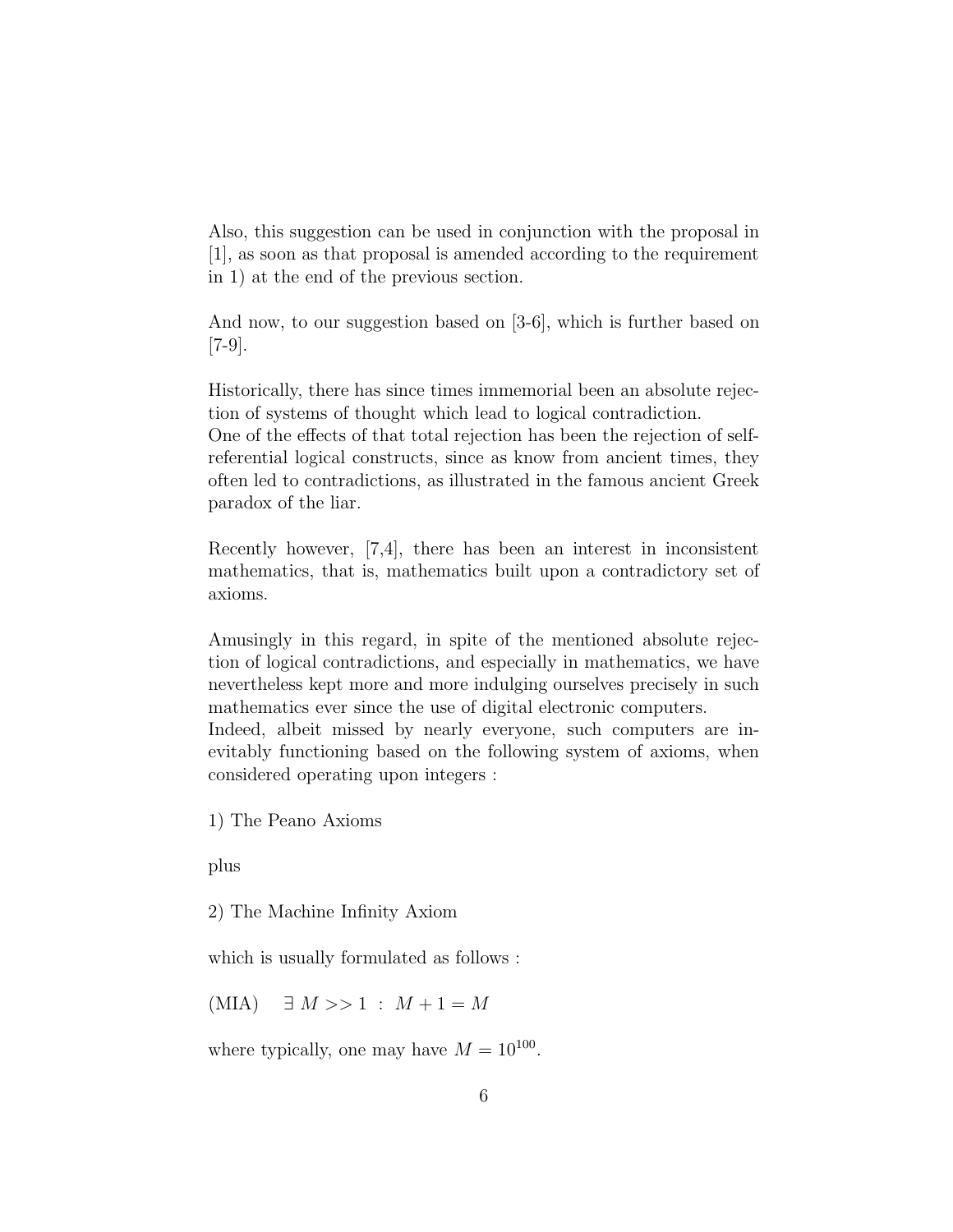Also, this suggestion can be used in conjunction with the proposal in [1], as soon as that proposal is amended according to the requirement in 1) at the end of the previous section.

And now, to our suggestion based on [3-6], which is further based on [7-9].

Historically, there has since times immemorial been an absolute rejection of systems of thought which lead to logical contradiction.
One of the effects of that total rejection has been the rejection of self-referential logical constructs, since as know from ancient times, they often led to contradictions, as illustrated in the famous ancient Greek paradox of the liar.

Recently however, [7,4], there has been an interest in inconsistent mathematics, that is, mathematics built upon a contradictory set of axioms.

Amusingly in this regard, in spite of the mentioned absolute rejection of logical contradictions, and especially in mathematics, we have nevertheless kept more and more indulging ourselves precisely in such mathematics ever since the use of digital electronic computers.
Indeed, albeit missed by nearly everyone, such computers are inevitably functioning based on the following system of axioms, when considered operating upon integers :

1) The Peano Axioms

plus

2) The Machine Infinity Axiom

which is usually formulated as follows :

(MIA) $\exists \ M >> 1 \ : \ M + 1 = M$

where typically, one may have $M = 10^{100}$.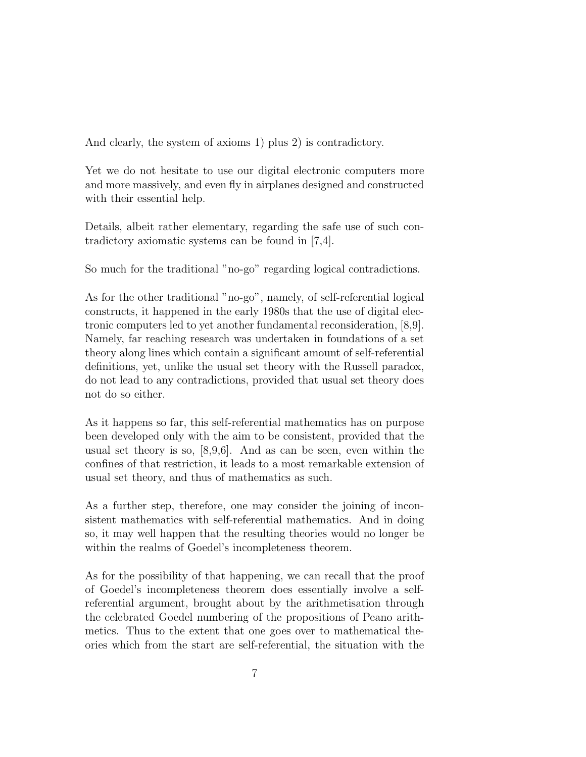And clearly, the system of axioms 1) plus 2) is contradictory.

Yet we do not hesitate to use our digital electronic computers more and more massively, and even fly in airplanes designed and constructed with their essential help.

Details, albeit rather elementary, regarding the safe use of such contradictory axiomatic systems can be found in [7,4].

So much for the traditional "no-go" regarding logical contradictions.

As for the other traditional "no-go", namely, of self-referential logical constructs, it happened in the early 1980s that the use of digital electronic computers led to yet another fundamental reconsideration, [8,9]. Namely, far reaching research was undertaken in foundations of a set theory along lines which contain a significant amount of self-referential definitions, yet, unlike the usual set theory with the Russell paradox, do not lead to any contradictions, provided that usual set theory does not do so either.

As it happens so far, this self-referential mathematics has on purpose been developed only with the aim to be consistent, provided that the usual set theory is so, [8,9,6]. And as can be seen, even within the confines of that restriction, it leads to a most remarkable extension of usual set theory, and thus of mathematics as such.

As a further step, therefore, one may consider the joining of inconsistent mathematics with self-referential mathematics. And in doing so, it may well happen that the resulting theories would no longer be within the realms of Goedel's incompleteness theorem.

As for the possibility of that happening, we can recall that the proof of Goedel's incompleteness theorem does essentially involve a self-referential argument, brought about by the arithmetisation through the celebrated Goedel numbering of the propositions of Peano arithmetics. Thus to the extent that one goes over to mathematical theories which from the start are self-referential, the situation with the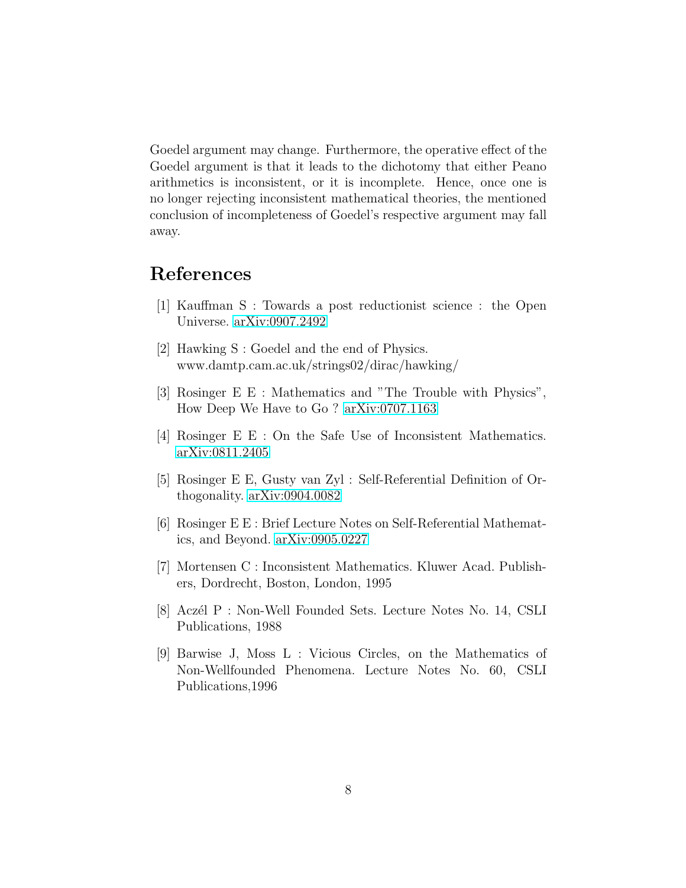Goedel argument may change. Furthermore, the operative effect of the Goedel argument is that it leads to the dichotomy that either Peano arithmetics is inconsistent, or it is incomplete. Hence, once one is no longer rejecting inconsistent mathematical theories, the mentioned conclusion of incompleteness of Goedel's respective argument may fall away.

## References

[1] Kauffman S : Towards a post reductionist science : the Open Universe. arXiv:0907.2492

[2] Hawking S : Goedel and the end of Physics. www.damtp.cam.ac.uk/strings02/dirac/hawking/

[3] Rosinger E E : Mathematics and "The Trouble with Physics", How Deep We Have to Go ? arXiv:0707.1163

[4] Rosinger E E : On the Safe Use of Inconsistent Mathematics. arXiv:0811.2405

[5] Rosinger E E, Gusty van Zyl : Self-Referential Definition of Orthogonality. arXiv:0904.0082

[6] Rosinger E E : Brief Lecture Notes on Self-Referential Mathematics, and Beyond. arXiv:0905.0227

[7] Mortensen C : Inconsistent Mathematics. Kluwer Acad. Publishers, Dordrecht, Boston, London, 1995

[8] Aczél P : Non-Well Founded Sets. Lecture Notes No. 14, CSLI Publications, 1988

[9] Barwise J, Moss L : Vicious Circles, on the Mathematics of Non-Wellfounded Phenomena. Lecture Notes No. 60, CSLI Publications,1996